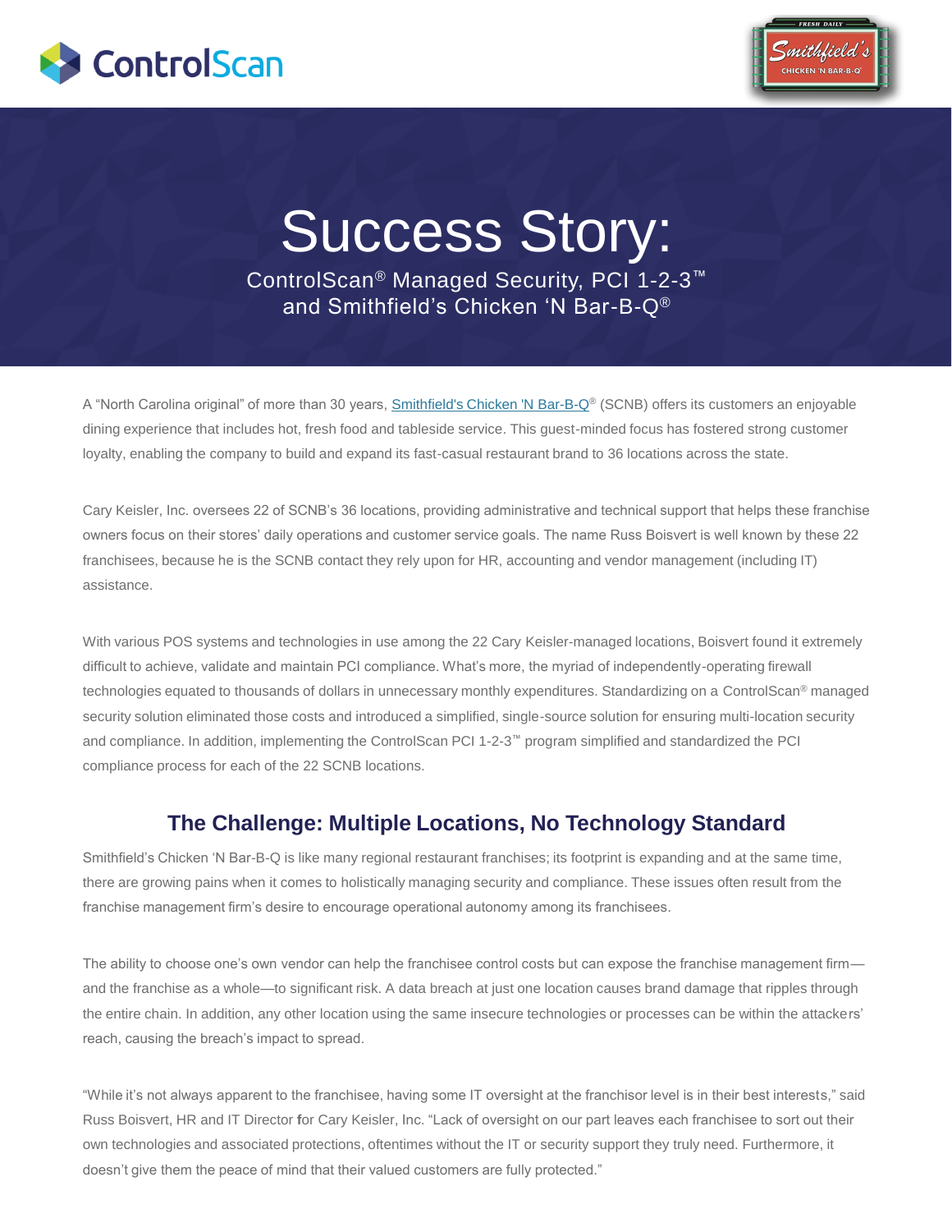# Success Story:

ControlScan® Managed Security, PCI 1-2-3™ and Smithfield's Chicken 'N Bar-B-Q®

A "North Carolina original" of more than 30 years, Smithfield's Chicken 'N Bar-B-Q® (SCNB) offers its customers an enjoyable dining experience that includes hot, fresh food and tableside service. This guest-minded focus has fostered strong customer loyalty, enabling the company to build and expand its fast-casual restaurant brand to 36 locations across the state.

Cary Keisler, Inc. oversees 22 of SCNB's 36 locations, providing administrative and technical support that helps these franchise owners focus on their stores' daily operations and customer service goals. The name Russ Boisvert is well known by these 22 franchisees, because he is the SCNB contact they rely upon for HR, accounting and vendor management (including IT) assistance.

With various POS systems and technologies in use among the 22 Cary Keisler-managed locations, Boisvert found it extremely difficult to achieve, validate and maintain PCI compliance. What's more, the myriad of independently-operating firewall technologies equated to thousands of dollars in unnecessary monthly expenditures. Standardizing on a ControlScan® managed security solution eliminated those costs and introduced a simplified, single-source solution for ensuring multi-location security and compliance. In addition, implementing the ControlScan PCI 1-2-3™ program simplified and standardized the PCI compliance process for each of the 22 SCNB locations.

## The Challenge: Multiple Locations, No Technology Standard

Smithfield's Chicken 'N Bar-B-Q is like many regional restaurant franchises; its footprint is expanding and at the same time, there are growing pains when it comes to holistically managing security and compliance. These issues often result from the franchise management firm's desire to encourage operational autonomy among its franchisees.

The ability to choose one's own vendor can help the franchisee control costs but can expose the franchise management firm—and the franchise as a whole—to significant risk. A data breach at just one location causes brand damage that ripples through the entire chain. In addition, any other location using the same insecure technologies or processes can be within the attackers' reach, causing the breach's impact to spread.

"While it's not always apparent to the franchisee, having some IT oversight at the franchisor level is in their best interests," said Russ Boisvert, HR and IT Director for Cary Keisler, Inc. "Lack of oversight on our part leaves each franchisee to sort out their own technologies and associated protections, oftentimes without the IT or security support they truly need. Furthermore, it doesn't give them the peace of mind that their valued customers are fully protected."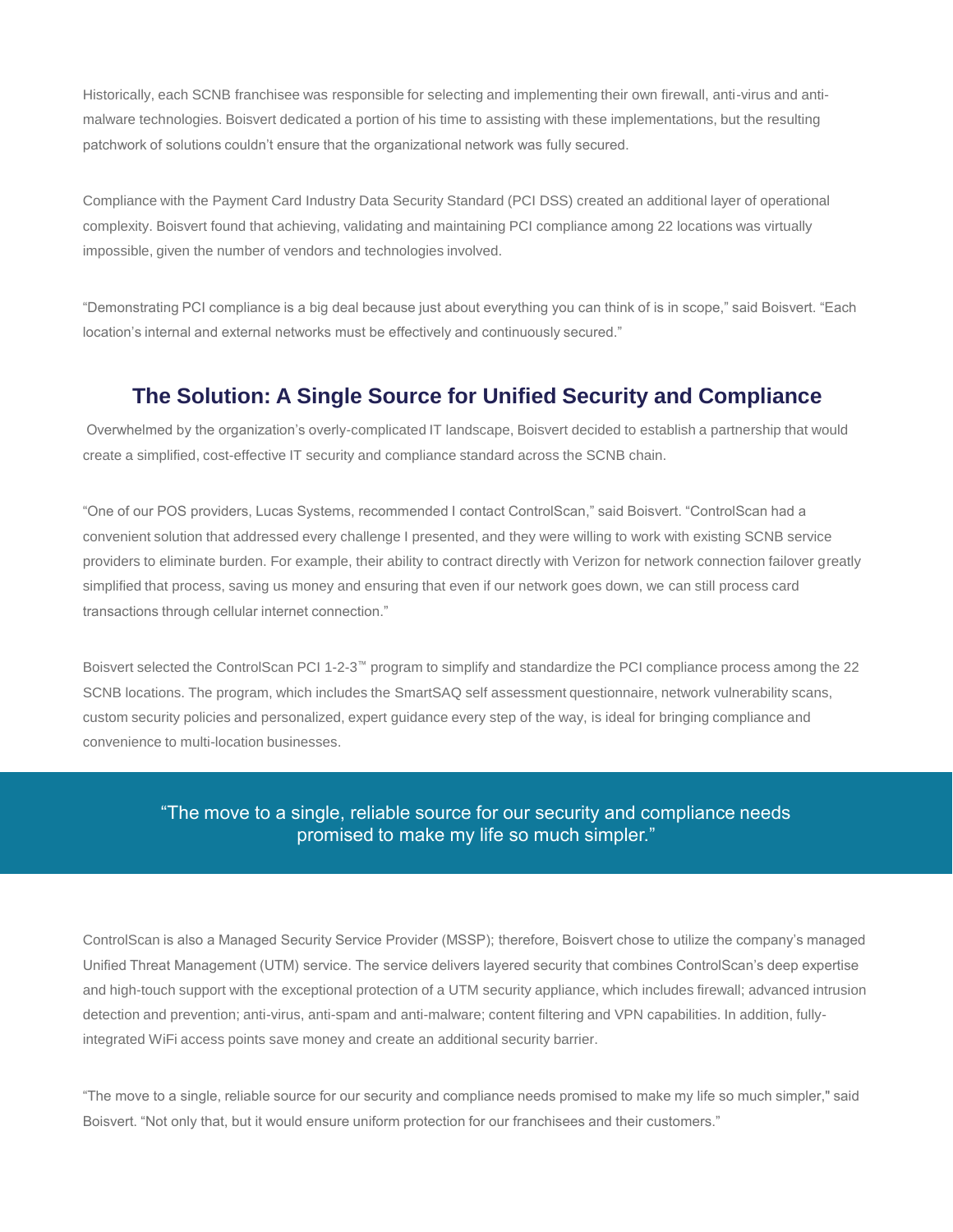Historically, each SCNB franchisee was responsible for selecting and implementing their own firewall, anti-virus and anti-malware technologies. Boisvert dedicated a portion of his time to assisting with these implementations, but the resulting patchwork of solutions couldn't ensure that the organizational network was fully secured.

Compliance with the Payment Card Industry Data Security Standard (PCI DSS) created an additional layer of operational complexity. Boisvert found that achieving, validating and maintaining PCI compliance among 22 locations was virtually impossible, given the number of vendors and technologies involved.

"Demonstrating PCI compliance is a big deal because just about everything you can think of is in scope," said Boisvert. "Each location's internal and external networks must be effectively and continuously secured."

## The Solution: A Single Source for Unified Security and Compliance

Overwhelmed by the organization's overly-complicated IT landscape, Boisvert decided to establish a partnership that would create a simplified, cost-effective IT security and compliance standard across the SCNB chain.

"One of our POS providers, Lucas Systems, recommended I contact ControlScan," said Boisvert. "ControlScan had a convenient solution that addressed every challenge I presented, and they were willing to work with existing SCNB service providers to eliminate burden. For example, their ability to contract directly with Verizon for network connection failover greatly simplified that process, saving us money and ensuring that even if our network goes down, we can still process card transactions through cellular internet connection."

Boisvert selected the ControlScan PCI 1-2-3™ program to simplify and standardize the PCI compliance process among the 22 SCNB locations. The program, which includes the SmartSAQ self assessment questionnaire, network vulnerability scans, custom security policies and personalized, expert guidance every step of the way, is ideal for bringing compliance and convenience to multi-location businesses.

> "The move to a single, reliable source for our security and compliance needs promised to make my life so much simpler."

ControlScan is also a Managed Security Service Provider (MSSP); therefore, Boisvert chose to utilize the company's managed Unified Threat Management (UTM) service. The service delivers layered security that combines ControlScan's deep expertise and high-touch support with the exceptional protection of a UTM security appliance, which includes firewall; advanced intrusion detection and prevention; anti-virus, anti-spam and anti-malware; content filtering and VPN capabilities. In addition, fully-integrated WiFi access points save money and create an additional security barrier.

"The move to a single, reliable source for our security and compliance needs promised to make my life so much simpler," said Boisvert. "Not only that, but it would ensure uniform protection for our franchisees and their customers."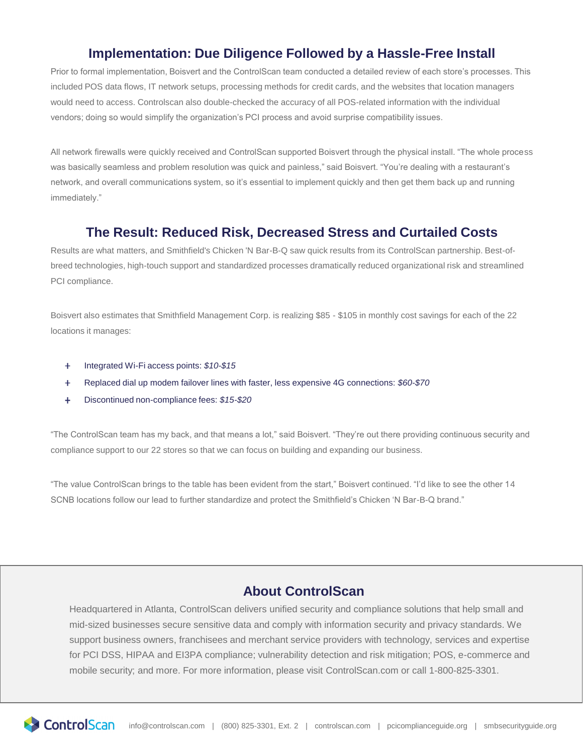## Implementation: Due Diligence Followed by a Hassle-Free Install

Prior to formal implementation, Boisvert and the ControlScan team conducted a detailed review of each store's processes. This included POS data flows, IT network setups, processing methods for credit cards, and the websites that location managers would need to access. Controlscan also double-checked the accuracy of all POS-related information with the individual vendors; doing so would simplify the organization's PCI process and avoid surprise compatibility issues.

All network firewalls were quickly received and ControlScan supported Boisvert through the physical install. "The whole process was basically seamless and problem resolution was quick and painless," said Boisvert. "You're dealing with a restaurant's network, and overall communications system, so it's essential to implement quickly and then get them back up and running immediately."

## The Result: Reduced Risk, Decreased Stress and Curtailed Costs

Results are what matters, and Smithfield's Chicken 'N Bar-B-Q saw quick results from its ControlScan partnership. Best-of-breed technologies, high-touch support and standardized processes dramatically reduced organizational risk and streamlined PCI compliance.

Boisvert also estimates that Smithfield Management Corp. is realizing $85 - $105 in monthly cost savings for each of the 22 locations it manages:

+ Integrated Wi-Fi access points: *$10-$15*
+ Replaced dial up modem failover lines with faster, less expensive 4G connections: *$60-$70*
+ Discontinued non-compliance fees: *$15-$20*

"The ControlScan team has my back, and that means a lot," said Boisvert. "They're out there providing continuous security and compliance support to our 22 stores so that we can focus on building and expanding our business.

"The value ControlScan brings to the table has been evident from the start," Boisvert continued. "I'd like to see the other 14 SCNB locations follow our lead to further standardize and protect the Smithfield's Chicken 'N Bar-B-Q brand."

## About ControlScan

Headquartered in Atlanta, ControlScan delivers unified security and compliance solutions that help small and mid-sized businesses secure sensitive data and comply with information security and privacy standards. We support business owners, franchisees and merchant service providers with technology, services and expertise for PCI DSS, HIPAA and EI3PA compliance; vulnerability detection and risk mitigation; POS, e-commerce and mobile security; and more. For more information, please visit ControlScan.com or call 1-800-825-3301.

ControlScan | info@controlscan.com | (800) 825-3301, Ext. 2 | controlscan.com | pcicomplianceguide.org | smbsecurityguide.org